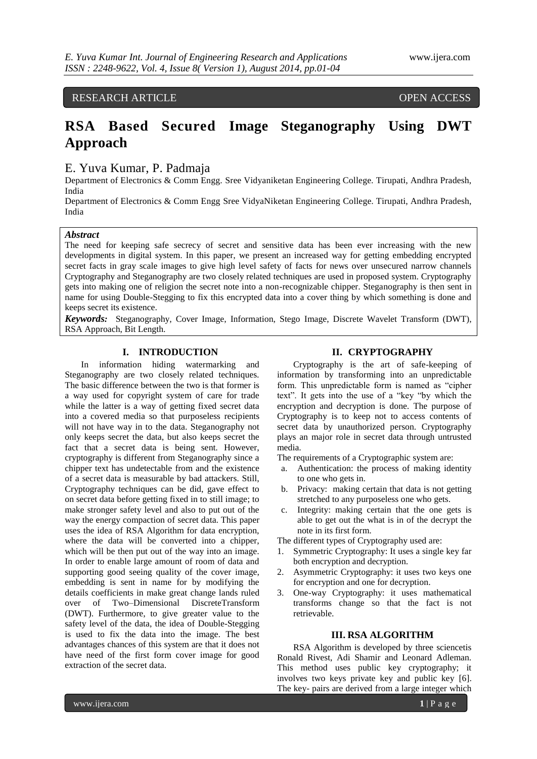RESEARCH ARTICLE OPEN ACCESS

# RSA Based Secured Image Steganography Using DWT Approach

E. Yuva Kumar, P. Padmaja

Department of Electronics & Comm Engg. Sree Vidyaniketan Engineering College. Tirupati, Andhra Pradesh, India

Department of Electronics & Comm Engg Sree VidyaNiketan Engineering College. Tirupati, Andhra Pradesh, India

***Abstract***

The need for keeping safe secrecy of secret and sensitive data has been ever increasing with the new developments in digital system. In this paper, we present an increased way for getting embedding encrypted secret facts in gray scale images to give high level safety of facts for news over unsecured narrow channels Cryptography and Steganography are two closely related techniques are used in proposed system. Cryptography gets into making one of religion the secret note into a non-recognizable chipper. Steganography is then sent in name for using Double-Stegging to fix this encrypted data into a cover thing by which something is done and keeps secret its existence.

***Keywords:*** Steganography, Cover Image, Information, Stego Image, Discrete Wavelet Transform (DWT), RSA Approach, Bit Length.

## I. INTRODUCTION

In information hiding watermarking and Steganography are two closely related techniques. The basic difference between the two is that former is a way used for copyright system of care for trade while the latter is a way of getting fixed secret data into a covered media so that purposeless recipients will not have way in to the data. Steganography not only keeps secret the data, but also keeps secret the fact that a secret data is being sent. However, cryptography is different from Steganography since a chipper text has undetectable from and the existence of a secret data is measurable by bad attackers. Still, Cryptography techniques can be did, gave effect to on secret data before getting fixed in to still image; to make stronger safety level and also to put out of the way the energy compaction of secret data. This paper uses the idea of RSA Algorithm for data encryption, where the data will be converted into a chipper, which will be then put out of the way into an image. In order to enable large amount of room of data and supporting good seeing quality of the cover image, embedding is sent in name for by modifying the details coefficients in make great change lands ruled over of Two–Dimensional DiscreteTransform (DWT). Furthermore, to give greater value to the safety level of the data, the idea of Double-Stegging is used to fix the data into the image. The best advantages chances of this system are that it does not have need of the first form cover image for good extraction of the secret data.

## II. CRYPTOGRAPHY

Cryptography is the art of safe-keeping of information by transforming into an unpredictable form. This unpredictable form is named as "cipher text". It gets into the use of a "key "by which the encryption and decryption is done. The purpose of Cryptography is to keep not to access contents of secret data by unauthorized person. Cryptography plays an major role in secret data through untrusted media.

The requirements of a Cryptographic system are:

a. Authentication: the process of making identity to one who gets in.
b. Privacy: making certain that data is not getting stretched to any purposeless one who gets.
c. Integrity: making certain that the one gets is able to get out the what is in of the decrypt the note in its first form.

The different types of Cryptography used are:

1. Symmetric Cryptography: It uses a single key far both encryption and decryption.
2. Asymmetric Cryptography: it uses two keys one for encryption and one for decryption.
3. One-way Cryptography: it uses mathematical transforms change so that the fact is not retrievable.

## III. RSA ALGORITHM

RSA Algorithm is developed by three sciencetis Ronald Rivest, Adi Shamir and Leonard Adleman. This method uses public key cryptography; it involves two keys private key and public key [6]. The key- pairs are derived from a large integer which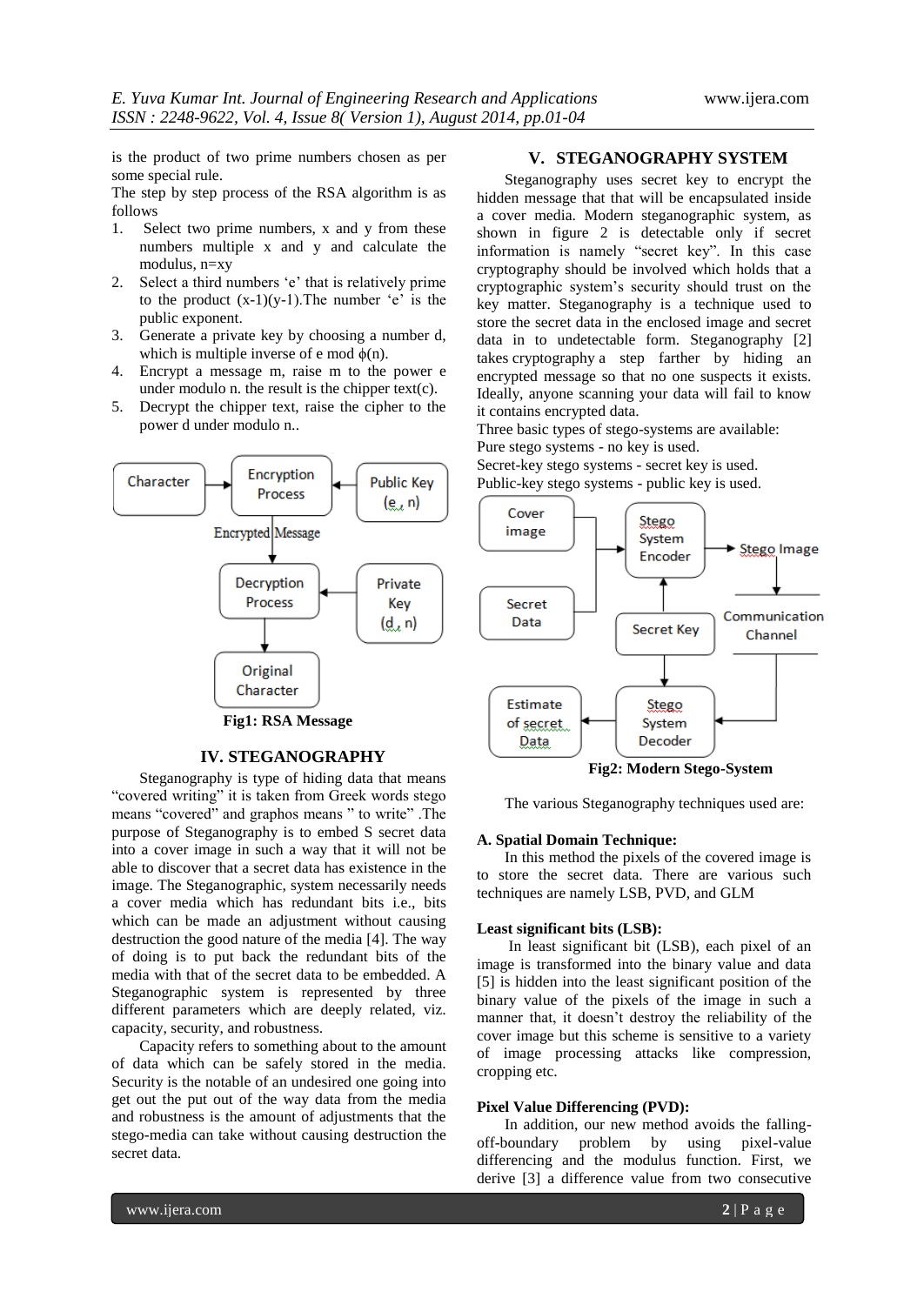is the product of two prime numbers chosen as per some special rule.

The step by step process of the RSA algorithm is as follows

1. Select two prime numbers, x and y from these numbers multiple x and y and calculate the modulus, n=xy
2. Select a third numbers 'e' that is relatively prime to the product (x-1)(y-1).The number 'e' is the public exponent.
3. Generate a private key by choosing a number d, which is multiple inverse of e mod ϕ(n).
4. Encrypt a message m, raise m to the power e under modulo n. the result is the chipper text(c).
5. Decrypt the chipper text, raise the cipher to the power d under modulo n..

Character → Encryption Process ← Public Key (e, n)

Encrypted Message

Decryption Process ← Private Key (d, n)

Original Character

**Fig1: RSA Message**

## IV. STEGANOGRAPHY

Steganography is type of hiding data that means "covered writing" it is taken from Greek words stego means "covered" and graphos means " to write" .The purpose of Steganography is to embed S secret data into a cover image in such a way that it will not be able to discover that a secret data has existence in the image. The Steganographic, system necessarily needs a cover media which has redundant bits i.e., bits which can be made an adjustment without causing destruction the good nature of the media [4]. The way of doing is to put back the redundant bits of the media with that of the secret data to be embedded. A Steganographic system is represented by three different parameters which are deeply related, viz. capacity, security, and robustness.

Capacity refers to something about to the amount of data which can be safely stored in the media. Security is the notable of an undesired one going into get out the put out of the way data from the media and robustness is the amount of adjustments that the stego-media can take without causing destruction the secret data.

## V. STEGANOGRAPHY SYSTEM

Steganography uses secret key to encrypt the hidden message that that will be encapsulated inside a cover media. Modern steganographic system, as shown in figure 2 is detectable only if secret information is namely "secret key". In this case cryptography should be involved which holds that a cryptographic system's security should trust on the key matter. Steganography is a technique used to store the secret data in the enclosed image and secret data in to undetectable form. Steganography [2] takes cryptography a step farther by hiding an encrypted message so that no one suspects it exists. Ideally, anyone scanning your data will fail to know it contains encrypted data.

Three basic types of stego-systems are available:

Pure stego systems - no key is used.

Secret-key stego systems - secret key is used.

Public-key stego systems - public key is used.

Cover image, Secret Data → Stego System Encoder ← Secret Key

Stego System Encoder → Stego Image → Communication Channel → Stego System Decoder ← Secret Key

Stego System Decoder → Estimate of secret Data

**Fig2: Modern Stego-System**

The various Steganography techniques used are:

### A. Spatial Domain Technique:

In this method the pixels of the covered image is to store the secret data. There are various such techniques are namely LSB, PVD, and GLM

### Least significant bits (LSB):

In least significant bit (LSB), each pixel of an image is transformed into the binary value and data [5] is hidden into the least significant position of the binary value of the pixels of the image in such a manner that, it doesn't destroy the reliability of the cover image but this scheme is sensitive to a variety of image processing attacks like compression, cropping etc.

### Pixel Value Differencing (PVD):

In addition, our new method avoids the falling-off-boundary problem by using pixel-value differencing and the modulus function. First, we derive [3] a difference value from two consecutive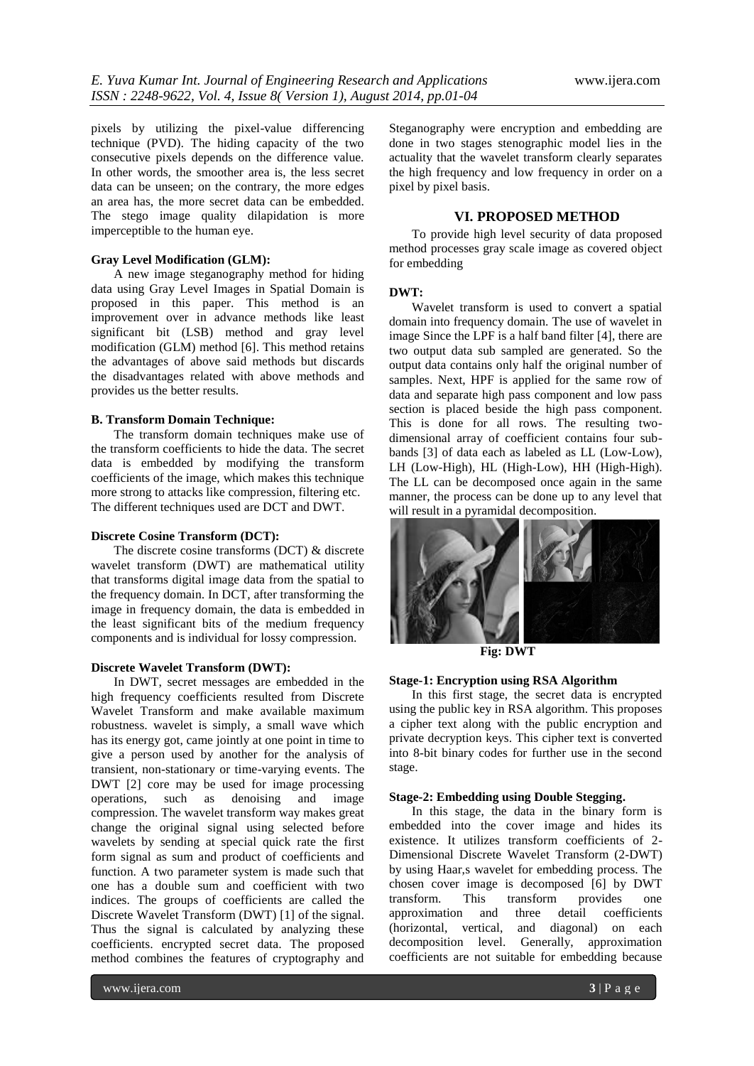pixels by utilizing the pixel-value differencing technique (PVD). The hiding capacity of the two consecutive pixels depends on the difference value. In other words, the smoother area is, the less secret data can be unseen; on the contrary, the more edges an area has, the more secret data can be embedded. The stego image quality dilapidation is more imperceptible to the human eye.

**Gray Level Modification (GLM):**

A new image steganography method for hiding data using Gray Level Images in Spatial Domain is proposed in this paper. This method is an improvement over in advance methods like least significant bit (LSB) method and gray level modification (GLM) method [6]. This method retains the advantages of above said methods but discards the disadvantages related with above methods and provides us the better results.

**B. Transform Domain Technique:**

The transform domain techniques make use of the transform coefficients to hide the data. The secret data is embedded by modifying the transform coefficients of the image, which makes this technique more strong to attacks like compression, filtering etc. The different techniques used are DCT and DWT.

**Discrete Cosine Transform (DCT):**

The discrete cosine transforms (DCT) & discrete wavelet transform (DWT) are mathematical utility that transforms digital image data from the spatial to the frequency domain. In DCT, after transforming the image in frequency domain, the data is embedded in the least significant bits of the medium frequency components and is individual for lossy compression.

**Discrete Wavelet Transform (DWT):**

In DWT, secret messages are embedded in the high frequency coefficients resulted from Discrete Wavelet Transform and make available maximum robustness. wavelet is simply, a small wave which has its energy got, came jointly at one point in time to give a person used by another for the analysis of transient, non-stationary or time-varying events. The DWT [2] core may be used for image processing operations, such as denoising and image compression. The wavelet transform way makes great change the original signal using selected before wavelets by sending at special quick rate the first form signal as sum and product of coefficients and function. A two parameter system is made such that one has a double sum and coefficient with two indices. The groups of coefficients are called the Discrete Wavelet Transform (DWT) [1] of the signal. Thus the signal is calculated by analyzing these coefficients. encrypted secret data. The proposed method combines the features of cryptography and Steganography were encryption and embedding are done in two stages stenographic model lies in the actuality that the wavelet transform clearly separates the high frequency and low frequency in order on a pixel by pixel basis.

## VI. PROPOSED METHOD

To provide high level security of data proposed method processes gray scale image as covered object for embedding

**DWT:**

Wavelet transform is used to convert a spatial domain into frequency domain. The use of wavelet in image Since the LPF is a half band filter [4], there are two output data sub sampled are generated. So the output data contains only half the original number of samples. Next, HPF is applied for the same row of data and separate high pass component and low pass section is placed beside the high pass component. This is done for all rows. The resulting two-dimensional array of coefficient contains four sub-bands [3] of data each as labeled as LL (Low-Low), LH (Low-High), HL (High-Low), HH (High-High). The LL can be decomposed once again in the same manner, the process can be done up to any level that will result in a pyramidal decomposition.

**Fig: DWT**

**Stage-1: Encryption using RSA Algorithm**

In this first stage, the secret data is encrypted using the public key in RSA algorithm. This proposes a cipher text along with the public encryption and private decryption keys. This cipher text is converted into 8-bit binary codes for further use in the second stage.

**Stage-2: Embedding using Double Stegging.**

In this stage, the data in the binary form is embedded into the cover image and hides its existence. It utilizes transform coefficients of 2-Dimensional Discrete Wavelet Transform (2-DWT) by using Haar,s wavelet for embedding process. The chosen cover image is decomposed [6] by DWT transform. This transform provides one approximation and three detail coefficients (horizontal, vertical, and diagonal) on each decomposition level. Generally, approximation coefficients are not suitable for embedding because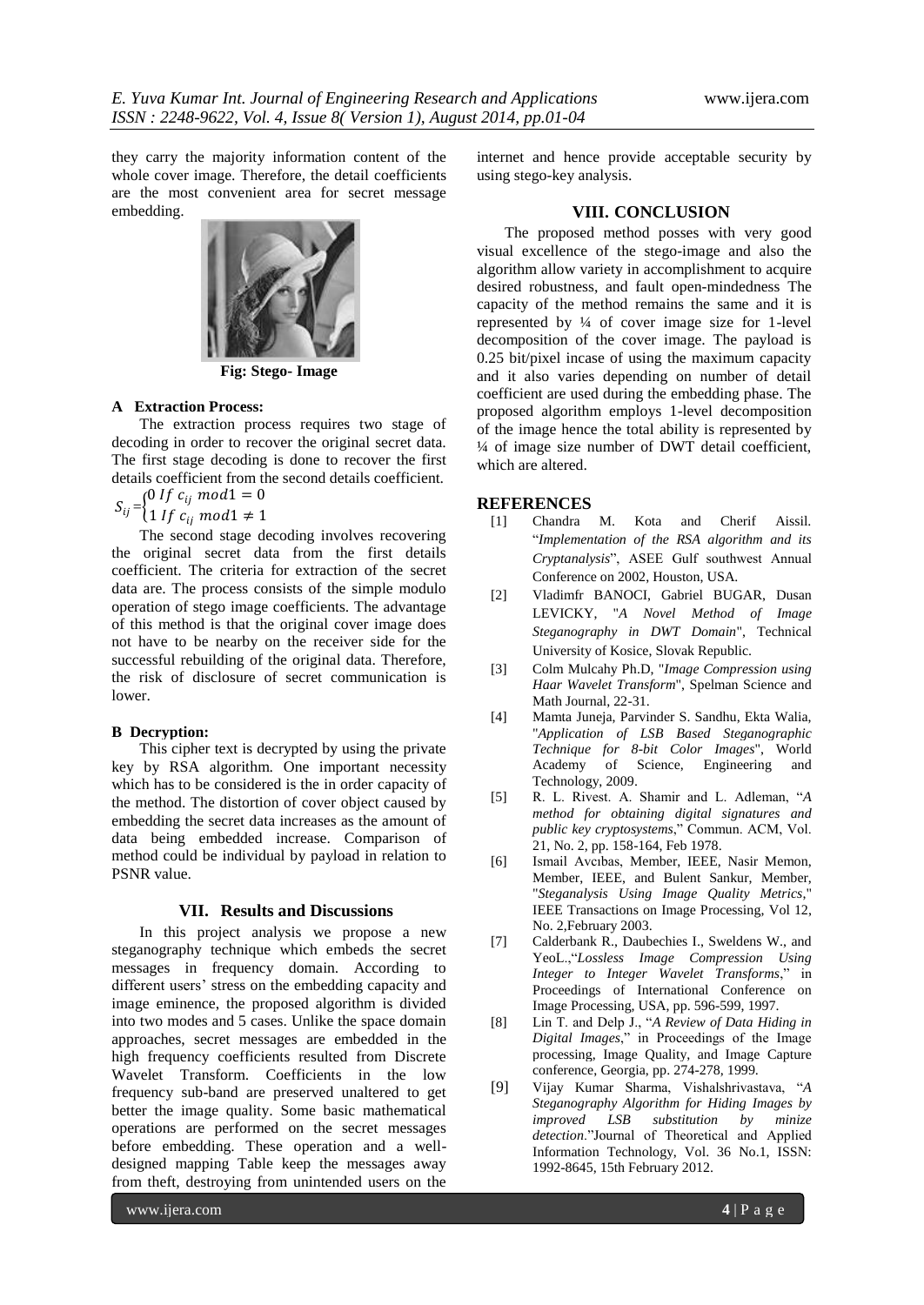they carry the majority information content of the whole cover image. Therefore, the detail coefficients are the most convenient area for secret message embedding.

Fig: Stego- Image

### A Extraction Process:

The extraction process requires two stage of decoding in order to recover the original secret data. The first stage decoding is done to recover the first details coefficient from the second details coefficient.

$$S_{ij} = \begin{cases} 0 \; If \; c_{ij} \; mod 1 = 0 \\ 1 \; If \; c_{ij} \; mod 1 \neq 1 \end{cases}$$

The second stage decoding involves recovering the original secret data from the first details coefficient. The criteria for extraction of the secret data are. The process consists of the simple modulo operation of stego image coefficients. The advantage of this method is that the original cover image does not have to be nearby on the receiver side for the successful rebuilding of the original data. Therefore, the risk of disclosure of secret communication is lower.

### B Decryption:

This cipher text is decrypted by using the private key by RSA algorithm. One important necessity which has to be considered is the in order capacity of the method. The distortion of cover object caused by embedding the secret data increases as the amount of data being embedded increase. Comparison of method could be individual by payload in relation to PSNR value.

## VII. Results and Discussions

In this project analysis we propose a new steganography technique which embeds the secret messages in frequency domain. According to different users' stress on the embedding capacity and image eminence, the proposed algorithm is divided into two modes and 5 cases. Unlike the space domain approaches, secret messages are embedded in the high frequency coefficients resulted from Discrete Wavelet Transform. Coefficients in the low frequency sub-band are preserved unaltered to get better the image quality. Some basic mathematical operations are performed on the secret messages before embedding. These operation and a well-designed mapping Table keep the messages away from theft, destroying from unintended users on the internet and hence provide acceptable security by using stego-key analysis.

## VIII. CONCLUSION

The proposed method posses with very good visual excellence of the stego-image and also the algorithm allow variety in accomplishment to acquire desired robustness, and fault open-mindedness The capacity of the method remains the same and it is represented by ¼ of cover image size for 1-level decomposition of the cover image. The payload is 0.25 bit/pixel incase of using the maximum capacity and it also varies depending on number of detail coefficient are used during the embedding phase. The proposed algorithm employs 1-level decomposition of the image hence the total ability is represented by ¼ of image size number of DWT detail coefficient, which are altered.

## REFERENCES

[1] Chandra M. Kota and Cherif Aissil. "*Implementation of the RSA algorithm and its Cryptanalysis*", ASEE Gulf southwest Annual Conference on 2002, Houston, USA.

[2] Vladimfr BANOCI, Gabriel BUGAR, Dusan LEVICKY, "*A Novel Method of Image Steganography in DWT Domain*", Technical University of Kosice, Slovak Republic.

[3] Colm Mulcahy Ph.D, "*Image Compression using Haar Wavelet Transform*", Spelman Science and Math Journal, 22-31.

[4] Mamta Juneja, Parvinder S. Sandhu, Ekta Walia, "*Application of LSB Based Steganographic Technique for 8-bit Color Images*", World Academy of Science, Engineering and Technology, 2009.

[5] R. L. Rivest. A. Shamir and L. Adleman, "*A method for obtaining digital signatures and public key cryptosystems*," Commun. ACM, Vol. 21, No. 2, pp. 158-164, Feb 1978.

[6] Ismail Avcıbas, Member, IEEE, Nasir Memon, Member, IEEE, and Bulent Sankur, Member, "*Steganalysis Using Image Quality Metrics*," IEEE Transactions on Image Processing, Vol 12, No. 2,February 2003.

[7] Calderbank R., Daubechies I., Sweldens W., and YeoL.,"*Lossless Image Compression Using Integer to Integer Wavelet Transforms*," in Proceedings of International Conference on Image Processing, USA, pp. 596-599, 1997.

[8] Lin T. and Delp J., "*A Review of Data Hiding in Digital Images*," in Proceedings of the Image processing, Image Quality, and Image Capture conference, Georgia, pp. 274-278, 1999.

[9] Vijay Kumar Sharma, Vishalshrivastava, "*A Steganography Algorithm for Hiding Images by improved LSB substitution by minize detection.*"Journal of Theoretical and Applied Information Technology, Vol. 36 No.1, ISSN: 1992-8645, 15th February 2012.